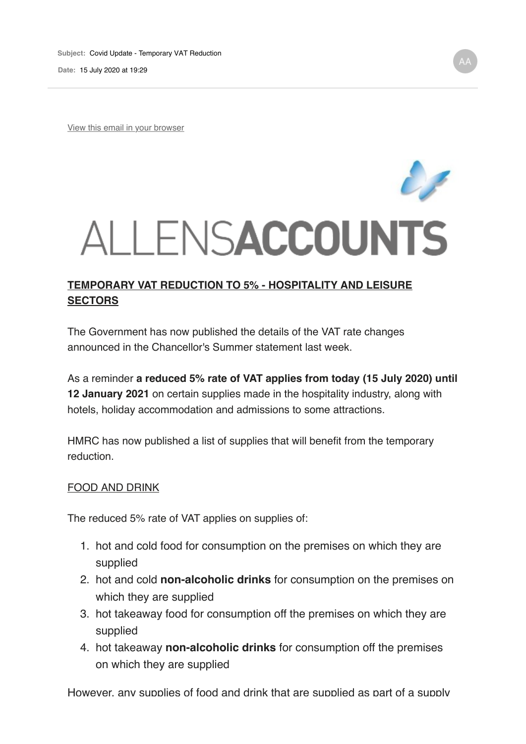**Subject:** Covid Update - Temporary VAT Reduction

**Date:** 15 July 2020 at 19:29

View this email in your browser

ALLENSACCOUNTS

## TEMPORARY VAT REDUCTION TO 5% - HOSPITALITY AND LEISURE SECTORS

The Government has now published the details of the VAT rate changes announced in the Chancellor's Summer statement last week.

As a reminder **a reduced 5% rate of VAT applies from today (15 July 2020) until 12 January 2021** on certain supplies made in the hospitality industry, along with hotels, holiday accommodation and admissions to some attractions.

HMRC has now published a list of supplies that will benefit from the temporary reduction.

### FOOD AND DRINK

The reduced 5% rate of VAT applies on supplies of:

1. hot and cold food for consumption on the premises on which they are supplied
2. hot and cold **non-alcoholic drinks** for consumption on the premises on which they are supplied
3. hot takeaway food for consumption off the premises on which they are supplied
4. hot takeaway **non-alcoholic drinks** for consumption off the premises on which they are supplied

However, any supplies of food and drink that are supplied as part of a supply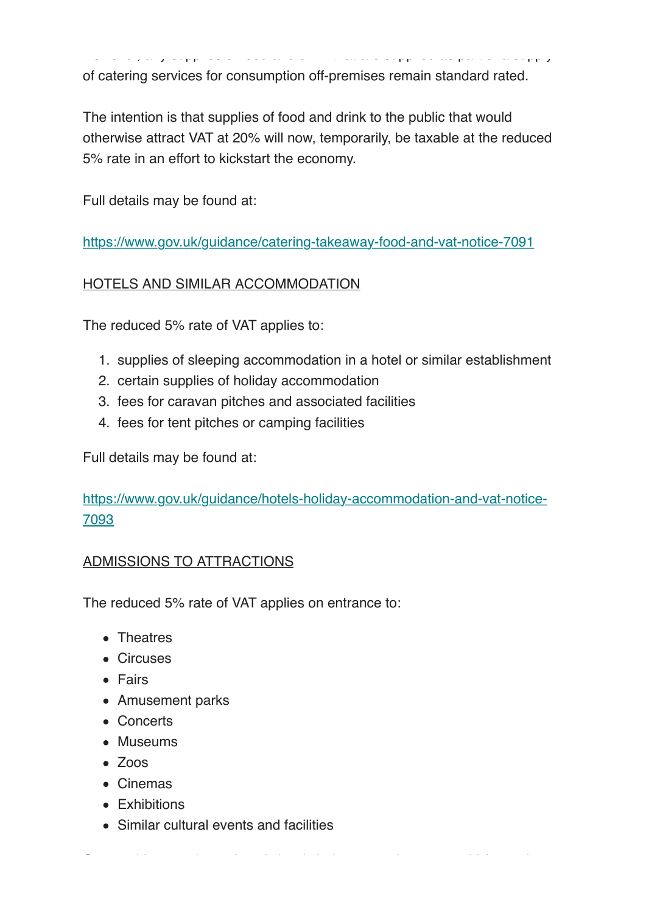of catering services for consumption off-premises remain standard rated.

The intention is that supplies of food and drink to the public that would otherwise attract VAT at 20% will now, temporarily, be taxable at the reduced 5% rate in an effort to kickstart the economy.

Full details may be found at:

https://www.gov.uk/guidance/catering-takeaway-food-and-vat-notice-7091

HOTELS AND SIMILAR ACCOMMODATION

The reduced 5% rate of VAT applies to:

1. supplies of sleeping accommodation in a hotel or similar establishment
2. certain supplies of holiday accommodation
3. fees for caravan pitches and associated facilities
4. fees for tent pitches or camping facilities

Full details may be found at:

https://www.gov.uk/guidance/hotels-holiday-accommodation-and-vat-notice-7093

ADMISSIONS TO ATTRACTIONS

The reduced 5% rate of VAT applies on entrance to:

- Theatres
- Circuses
- Fairs
- Amusement parks
- Concerts
- Museums
- Zoos
- Cinemas
- Exhibitions
- Similar cultural events and facilities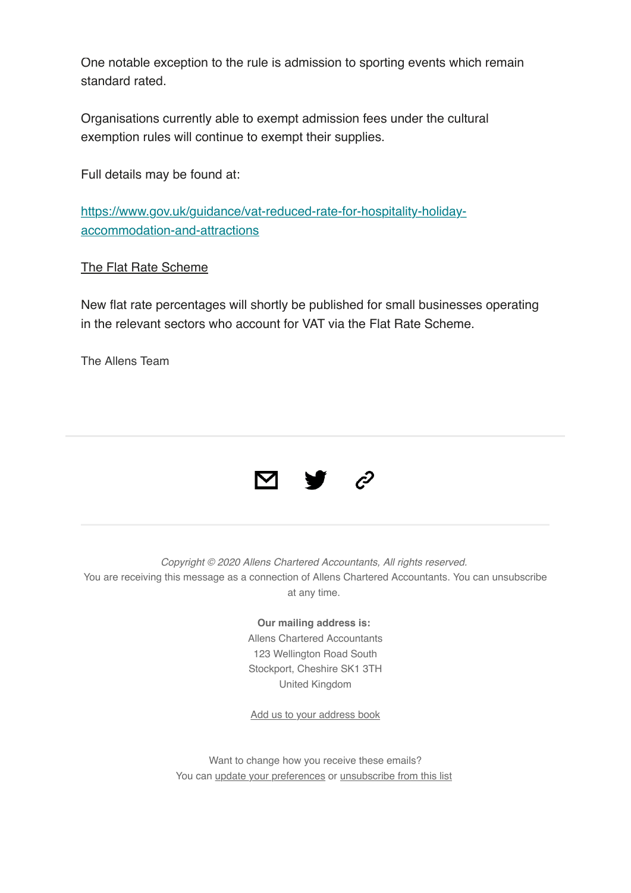One notable exception to the rule is admission to sporting events which remain standard rated.

Organisations currently able to exempt admission fees under the cultural exemption rules will continue to exempt their supplies.

Full details may be found at:

https://www.gov.uk/guidance/vat-reduced-rate-for-hospitality-holiday-accommodation-and-attractions

The Flat Rate Scheme

New flat rate percentages will shortly be published for small businesses operating in the relevant sectors who account for VAT via the Flat Rate Scheme.

The Allens Team

*Copyright © 2020 Allens Chartered Accountants, All rights reserved.*
You are receiving this message as a connection of Allens Chartered Accountants. You can unsubscribe at any time.

**Our mailing address is:**
Allens Chartered Accountants
123 Wellington Road South
Stockport, Cheshire SK1 3TH
United Kingdom

Add us to your address book

Want to change how you receive these emails?
You can update your preferences or unsubscribe from this list